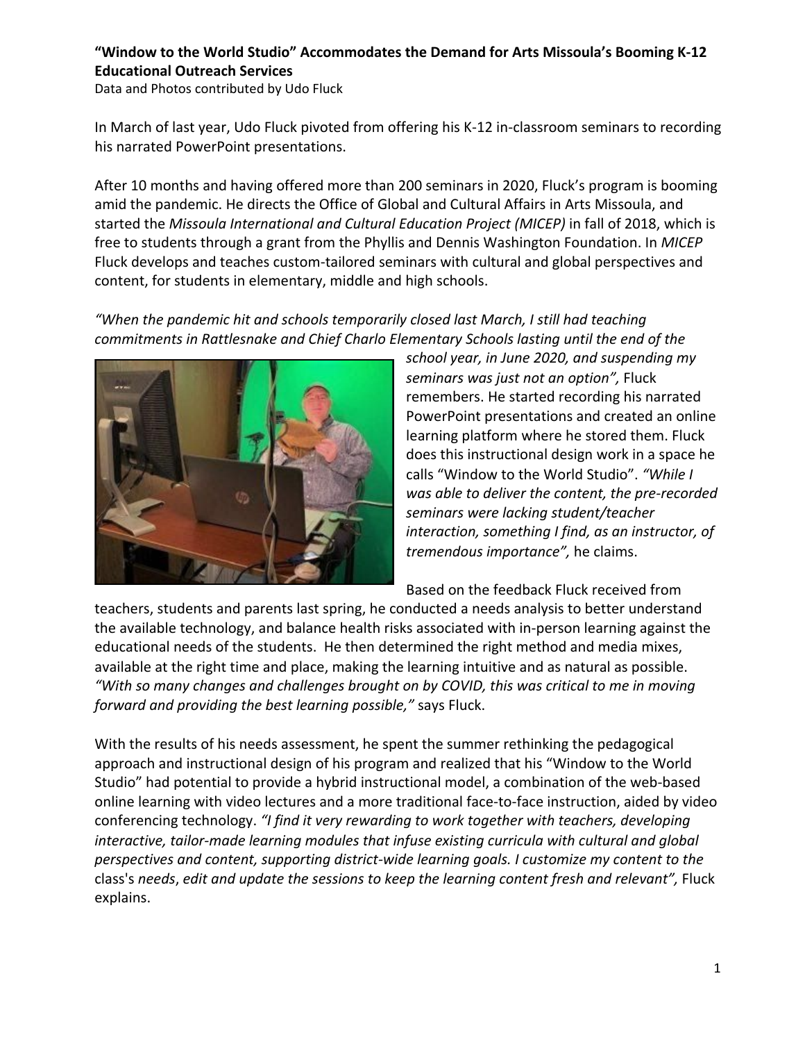**"Window to the World Studio" Accommodates the Demand for Arts Missoula's Booming K-12 Educational Outreach Services**

Data and Photos contributed by Udo Fluck

In March of last year, Udo Fluck pivoted from offering his K-12 in-classroom seminars to recording his narrated PowerPoint presentations.

After 10 months and having offered more than 200 seminars in 2020, Fluck's program is booming amid the pandemic. He directs the Office of Global and Cultural Affairs in Arts Missoula, and started the *Missoula International and Cultural Education Project (MICEP)* in fall of 2018, which is free to students through a grant from the Phyllis and Dennis Washington Foundation. In *MICEP* Fluck develops and teaches custom-tailored seminars with cultural and global perspectives and content, for students in elementary, middle and high schools.

*"When the pandemic hit and schools temporarily closed last March, I still had teaching commitments in Rattlesnake and Chief Charlo Elementary Schools lasting until the end of the school year, in June 2020, and suspending my seminars was just not an option",* Fluck remembers. He started recording his narrated PowerPoint presentations and created an online learning platform where he stored them. Fluck does this instructional design work in a space he calls "Window to the World Studio". *"While I was able to deliver the content, the pre-recorded seminars were lacking student/teacher interaction, something I find, as an instructor, of tremendous importance",* he claims.

Based on the feedback Fluck received from teachers, students and parents last spring, he conducted a needs analysis to better understand the available technology, and balance health risks associated with in-person learning against the educational needs of the students. He then determined the right method and media mixes, available at the right time and place, making the learning intuitive and as natural as possible. *"With so many changes and challenges brought on by COVID, this was critical to me in moving forward and providing the best learning possible,"* says Fluck.

With the results of his needs assessment, he spent the summer rethinking the pedagogical approach and instructional design of his program and realized that his "Window to the World Studio" had potential to provide a hybrid instructional model, a combination of the web-based online learning with video lectures and a more traditional face-to-face instruction, aided by video conferencing technology. *"I find it very rewarding to work together with teachers, developing interactive, tailor-made learning modules that infuse existing curricula with cultural and global perspectives and content, supporting district-wide learning goals. I customize my content to the* class's *needs*, *edit and update the sessions to keep the learning content fresh and relevant",* Fluck explains.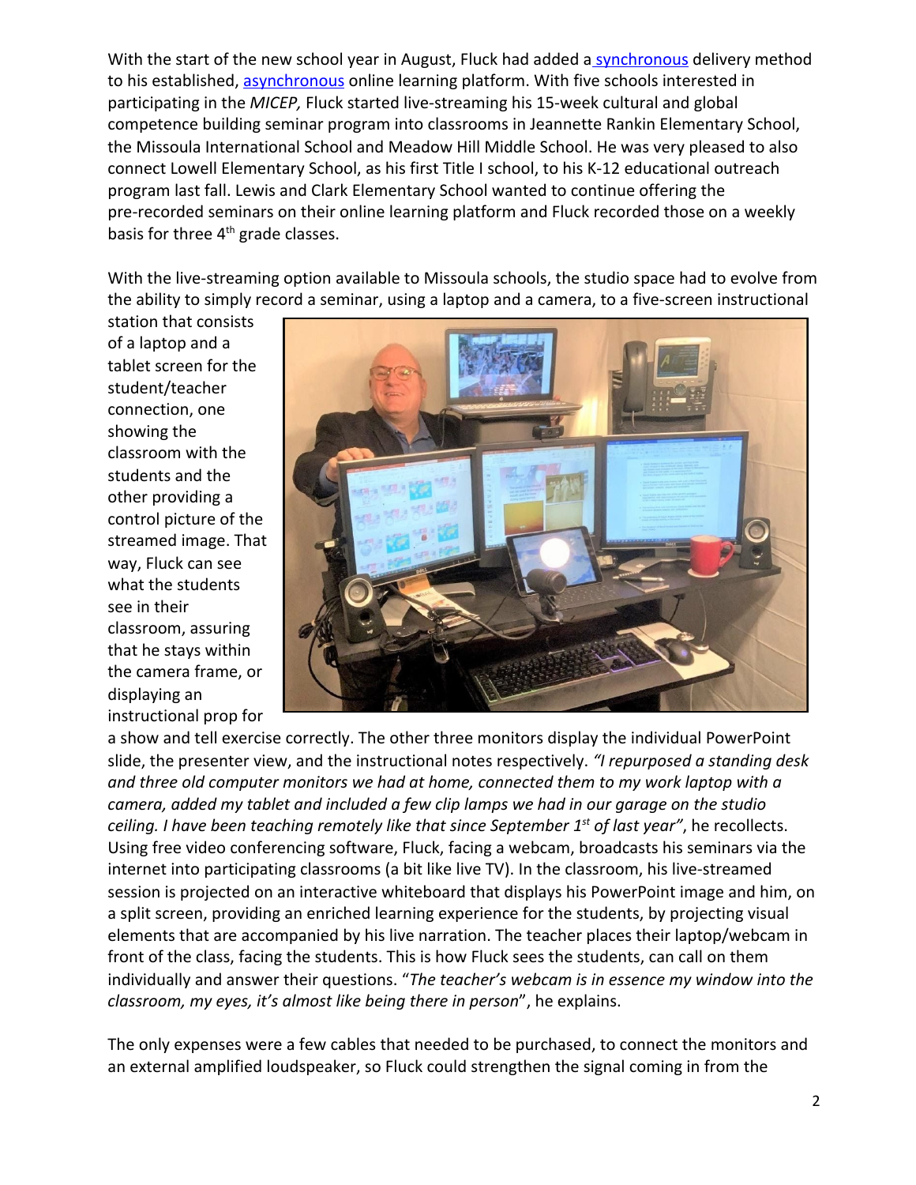With the start of the new school year in August, Fluck had added a synchronous delivery method to his established, asynchronous online learning platform. With five schools interested in participating in the *MICEP,* Fluck started live-streaming his 15-week cultural and global competence building seminar program into classrooms in Jeannette Rankin Elementary School, the Missoula International School and Meadow Hill Middle School. He was very pleased to also connect Lowell Elementary School, as his first Title I school, to his K-12 educational outreach program last fall. Lewis and Clark Elementary School wanted to continue offering the pre-recorded seminars on their online learning platform and Fluck recorded those on a weekly basis for three 4th grade classes.

With the live-streaming option available to Missoula schools, the studio space had to evolve from the ability to simply record a seminar, using a laptop and a camera, to a five-screen instructional station that consists of a laptop and a tablet screen for the student/teacher connection, one showing the classroom with the students and the other providing a control picture of the streamed image. That way, Fluck can see what the students see in their classroom, assuring that he stays within the camera frame, or displaying an instructional prop for a show and tell exercise correctly. The other three monitors display the individual PowerPoint slide, the presenter view, and the instructional notes respectively. *"I repurposed a standing desk and three old computer monitors we had at home, connected them to my work laptop with a camera, added my tablet and included a few clip lamps we had in our garage on the studio ceiling. I have been teaching remotely like that since September 1st of last year"*, he recollects. Using free video conferencing software, Fluck, facing a webcam, broadcasts his seminars via the internet into participating classrooms (a bit like live TV). In the classroom, his live-streamed session is projected on an interactive whiteboard that displays his PowerPoint image and him, on a split screen, providing an enriched learning experience for the students, by projecting visual elements that are accompanied by his live narration. The teacher places their laptop/webcam in front of the class, facing the students. This is how Fluck sees the students, can call on them individually and answer their questions. "*The teacher's webcam is in essence my window into the classroom, my eyes, it's almost like being there in person*", he explains.

The only expenses were a few cables that needed to be purchased, to connect the monitors and an external amplified loudspeaker, so Fluck could strengthen the signal coming in from the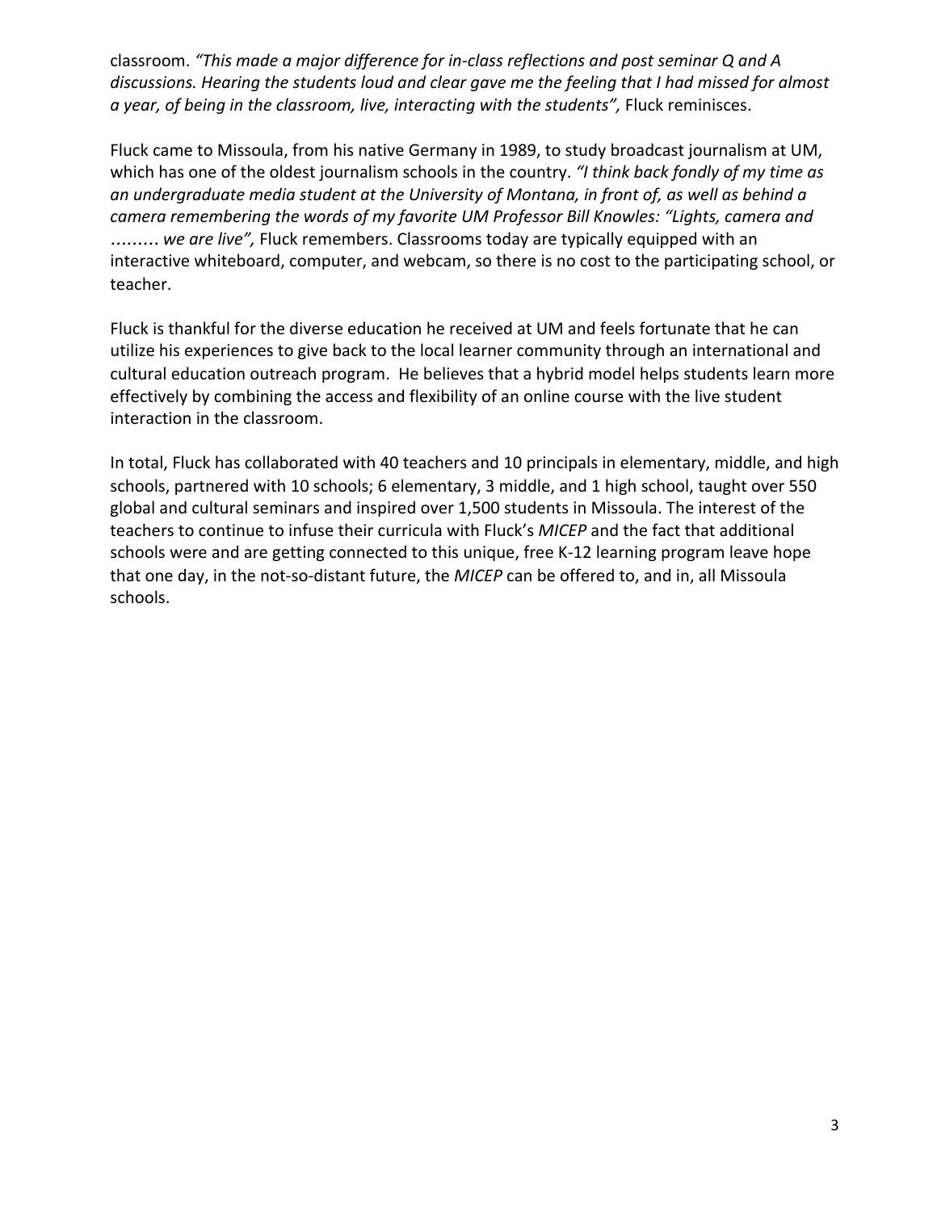classroom. *"This made a major difference for in-class reflections and post seminar Q and A discussions. Hearing the students loud and clear gave me the feeling that I had missed for almost a year, of being in the classroom, live, interacting with the students",* Fluck reminisces.

Fluck came to Missoula, from his native Germany in 1989, to study broadcast journalism at UM, which has one of the oldest journalism schools in the country. *"I think back fondly of my time as an undergraduate media student at the University of Montana, in front of, as well as behind a camera remembering the words of my favorite UM Professor Bill Knowles: "Lights, camera and ……… we are live",* Fluck remembers. Classrooms today are typically equipped with an interactive whiteboard, computer, and webcam, so there is no cost to the participating school, or teacher.

Fluck is thankful for the diverse education he received at UM and feels fortunate that he can utilize his experiences to give back to the local learner community through an international and cultural education outreach program. He believes that a hybrid model helps students learn more effectively by combining the access and flexibility of an online course with the live student interaction in the classroom.

In total, Fluck has collaborated with 40 teachers and 10 principals in elementary, middle, and high schools, partnered with 10 schools; 6 elementary, 3 middle, and 1 high school, taught over 550 global and cultural seminars and inspired over 1,500 students in Missoula. The interest of the teachers to continue to infuse their curricula with Fluck's *MICEP* and the fact that additional schools were and are getting connected to this unique, free K-12 learning program leave hope that one day, in the not-so-distant future, the *MICEP* can be offered to, and in, all Missoula schools.